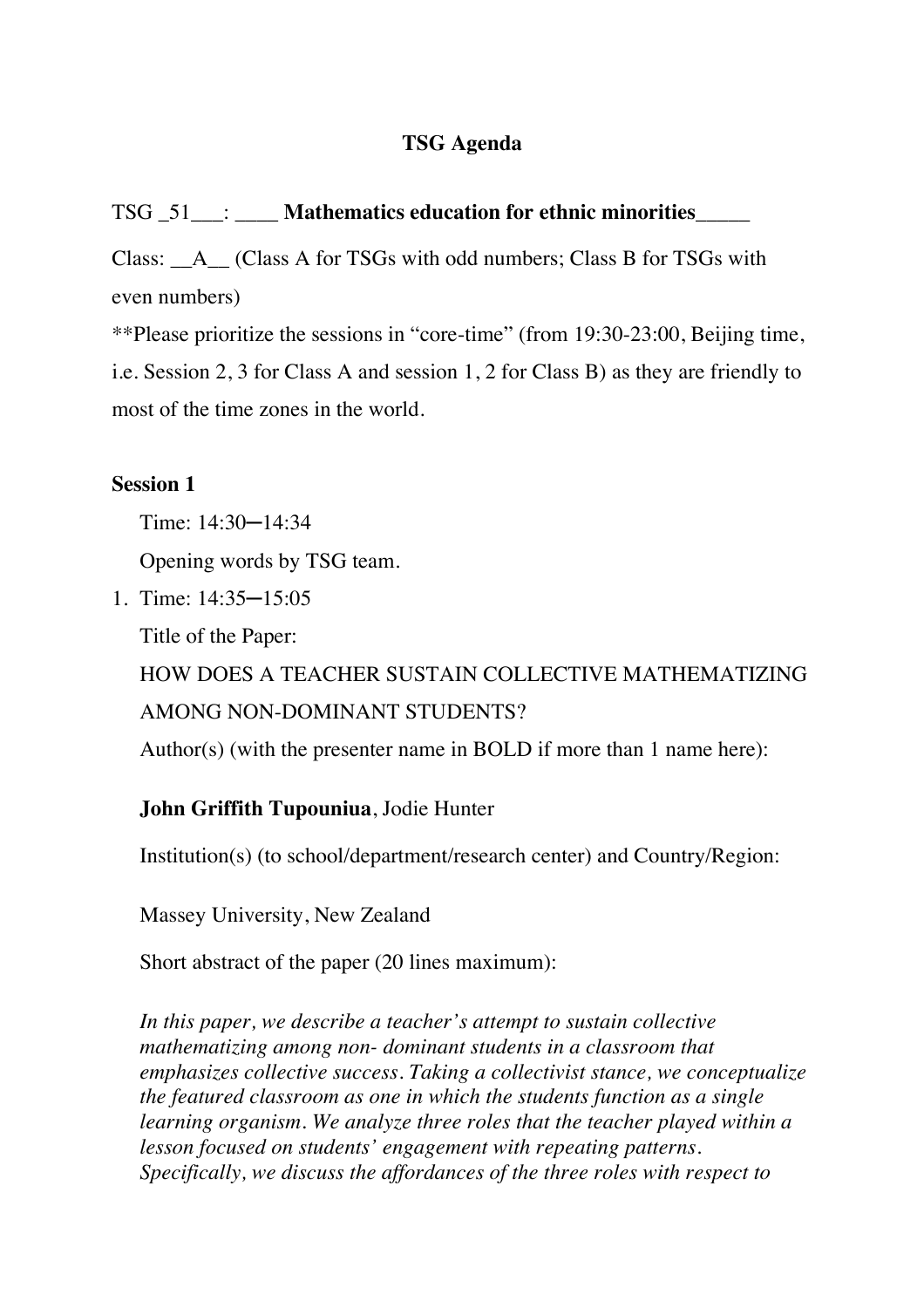# TSG Agenda

TSG _51___: ____ **Mathematics education for ethnic minorities**_____

Class: __A__ (Class A for TSGs with odd numbers; Class B for TSGs with even numbers)

**Please prioritize the sessions in "core-time" (from 19:30-23:00, Beijing time, i.e. Session 2, 3 for Class A and session 1, 2 for Class B) as they are friendly to most of the time zones in the world.

**Session 1**

Time: 14:30—14:34

Opening words by TSG team.

1. Time: 14:35—15:05

   Title of the Paper:

   HOW DOES A TEACHER SUSTAIN COLLECTIVE MATHEMATIZING AMONG NON-DOMINANT STUDENTS?

   Author(s) (with the presenter name in BOLD if more than 1 name here):

   **John Griffith Tupouniua**, Jodie Hunter

   Institution(s) (to school/department/research center) and Country/Region:

   Massey University, New Zealand

   Short abstract of the paper (20 lines maximum):

   *In this paper, we describe a teacher's attempt to sustain collective mathematizing among non- dominant students in a classroom that emphasizes collective success. Taking a collectivist stance, we conceptualize the featured classroom as one in which the students function as a single learning organism. We analyze three roles that the teacher played within a lesson focused on students' engagement with repeating patterns. Specifically, we discuss the affordances of the three roles with respect to*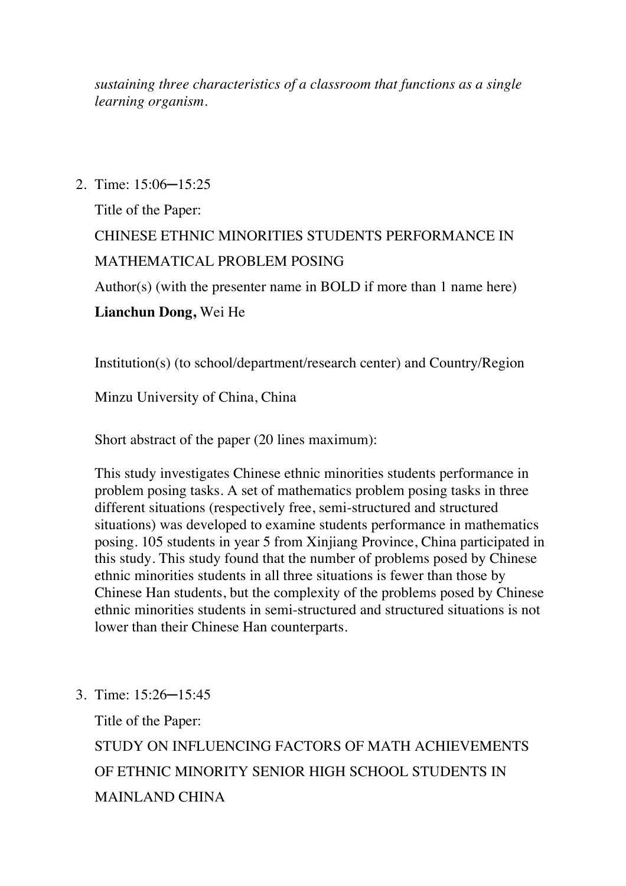*sustaining three characteristics of a classroom that functions as a single learning organism.*

2. Time: 15:06─15:25

   Title of the Paper:

   CHINESE ETHNIC MINORITIES STUDENTS PERFORMANCE IN MATHEMATICAL PROBLEM POSING

   Author(s) (with the presenter name in BOLD if more than 1 name here)

   **Lianchun Dong,** Wei He

   Institution(s) (to school/department/research center) and Country/Region

   Minzu University of China, China

   Short abstract of the paper (20 lines maximum):

   This study investigates Chinese ethnic minorities students performance in problem posing tasks. A set of mathematics problem posing tasks in three different situations (respectively free, semi-structured and structured situations) was developed to examine students performance in mathematics posing. 105 students in year 5 from Xinjiang Province, China participated in this study. This study found that the number of problems posed by Chinese ethnic minorities students in all three situations is fewer than those by Chinese Han students, but the complexity of the problems posed by Chinese ethnic minorities students in semi-structured and structured situations is not lower than their Chinese Han counterparts.

3. Time: 15:26─15:45

   Title of the Paper:

   STUDY ON INFLUENCING FACTORS OF MATH ACHIEVEMENTS OF ETHNIC MINORITY SENIOR HIGH SCHOOL STUDENTS IN MAINLAND CHINA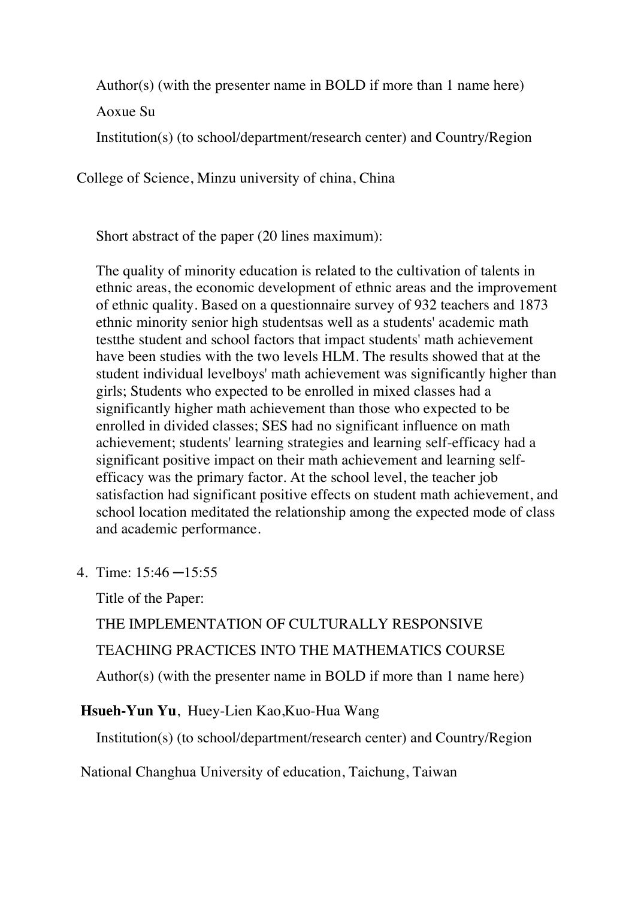Author(s) (with the presenter name in BOLD if more than 1 name here)

Aoxue Su

Institution(s) (to school/department/research center) and Country/Region

College of Science, Minzu university of china, China

Short abstract of the paper (20 lines maximum):

The quality of minority education is related to the cultivation of talents in ethnic areas, the economic development of ethnic areas and the improvement of ethnic quality. Based on a questionnaire survey of 932 teachers and 1873 ethnic minority senior high studentsas well as a students' academic math testthe student and school factors that impact students' math achievement have been studies with the two levels HLM. The results showed that at the student individual levelboys' math achievement was significantly higher than girls; Students who expected to be enrolled in mixed classes had a significantly higher math achievement than those who expected to be enrolled in divided classes; SES had no significant influence on math achievement; students' learning strategies and learning self-efficacy had a significant positive impact on their math achievement and learning self-efficacy was the primary factor. At the school level, the teacher job satisfaction had significant positive effects on student math achievement, and school location meditated the relationship among the expected mode of class and academic performance.

4. Time: 15:46 ─15:55

   Title of the Paper:

   THE IMPLEMENTATION OF CULTURALLY RESPONSIVE TEACHING PRACTICES INTO THE MATHEMATICS COURSE

   Author(s) (with the presenter name in BOLD if more than 1 name here)

**Hsueh-Yun Yu**, Huey-Lien Kao,Kuo-Hua Wang

Institution(s) (to school/department/research center) and Country/Region

National Changhua University of education, Taichung, Taiwan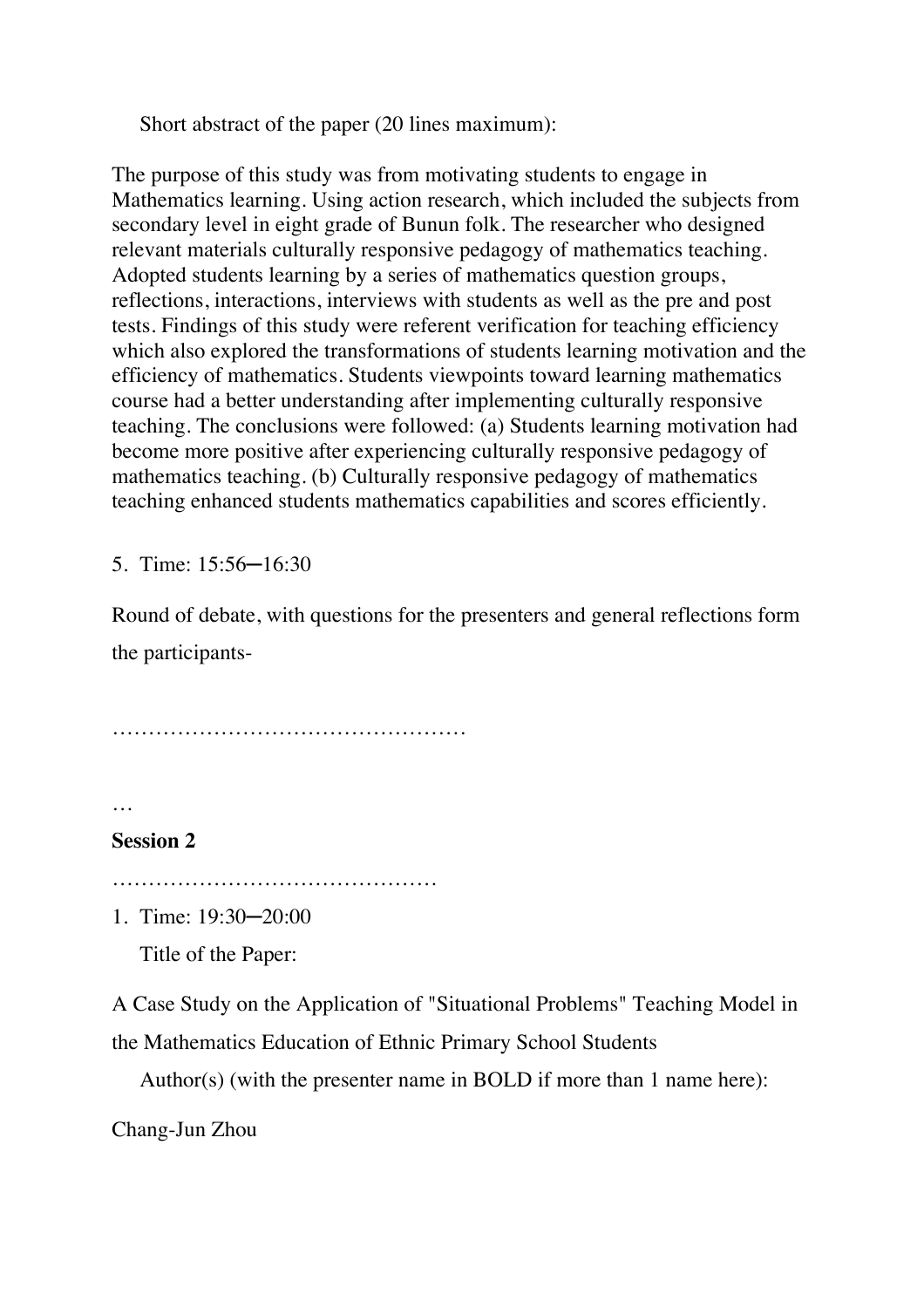Short abstract of the paper (20 lines maximum):

The purpose of this study was from motivating students to engage in Mathematics learning. Using action research, which included the subjects from secondary level in eight grade of Bunun folk. The researcher who designed relevant materials culturally responsive pedagogy of mathematics teaching. Adopted students learning by a series of mathematics question groups, reflections, interactions, interviews with students as well as the pre and post tests. Findings of this study were referent verification for teaching efficiency which also explored the transformations of students learning motivation and the efficiency of mathematics. Students viewpoints toward learning mathematics course had a better understanding after implementing culturally responsive teaching. The conclusions were followed: (a) Students learning motivation had become more positive after experiencing culturally responsive pedagogy of mathematics teaching. (b) Culturally responsive pedagogy of mathematics teaching enhanced students mathematics capabilities and scores efficiently.

5. Time: 15:56─16:30

Round of debate, with questions for the presenters and general reflections form the participants-

…………………………………………

…

**Session 2**

………………………………………

1. Time: 19:30─20:00

   Title of the Paper:

A Case Study on the Application of "Situational Problems" Teaching Model in the Mathematics Education of Ethnic Primary School Students

   Author(s) (with the presenter name in BOLD if more than 1 name here):

Chang-Jun Zhou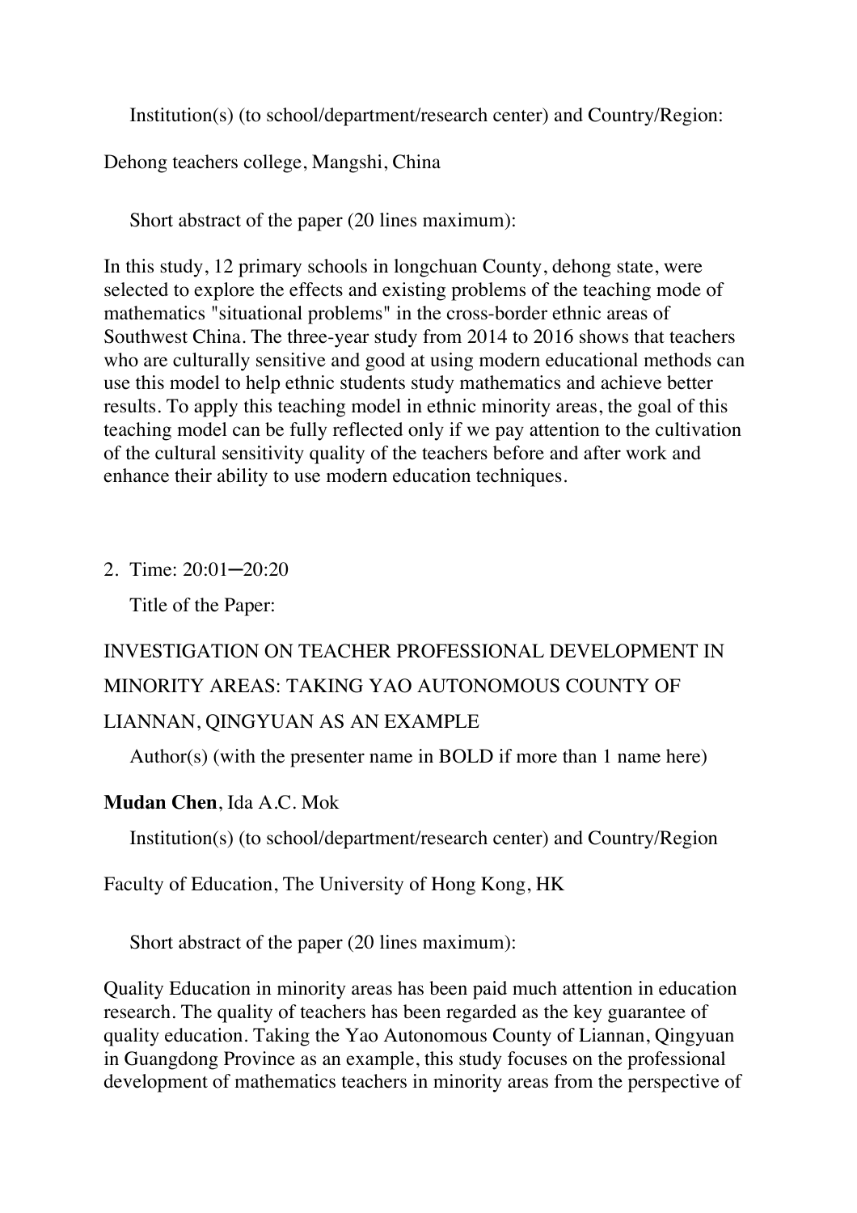Institution(s) (to school/department/research center) and Country/Region:

Dehong teachers college, Mangshi, China

Short abstract of the paper (20 lines maximum):

In this study, 12 primary schools in longchuan County, dehong state, were selected to explore the effects and existing problems of the teaching mode of mathematics "situational problems" in the cross-border ethnic areas of Southwest China. The three-year study from 2014 to 2016 shows that teachers who are culturally sensitive and good at using modern educational methods can use this model to help ethnic students study mathematics and achieve better results. To apply this teaching model in ethnic minority areas, the goal of this teaching model can be fully reflected only if we pay attention to the cultivation of the cultural sensitivity quality of the teachers before and after work and enhance their ability to use modern education techniques.

2. Time: 20:01─20:20

   Title of the Paper:

   INVESTIGATION ON TEACHER PROFESSIONAL DEVELOPMENT IN MINORITY AREAS: TAKING YAO AUTONOMOUS COUNTY OF LIANNAN, QINGYUAN AS AN EXAMPLE

   Author(s) (with the presenter name in BOLD if more than 1 name here)

   **Mudan Chen**, Ida A.C. Mok

   Institution(s) (to school/department/research center) and Country/Region

   Faculty of Education, The University of Hong Kong, HK

   Short abstract of the paper (20 lines maximum):

   Quality Education in minority areas has been paid much attention in education research. The quality of teachers has been regarded as the key guarantee of quality education. Taking the Yao Autonomous County of Liannan, Qingyuan in Guangdong Province as an example, this study focuses on the professional development of mathematics teachers in minority areas from the perspective of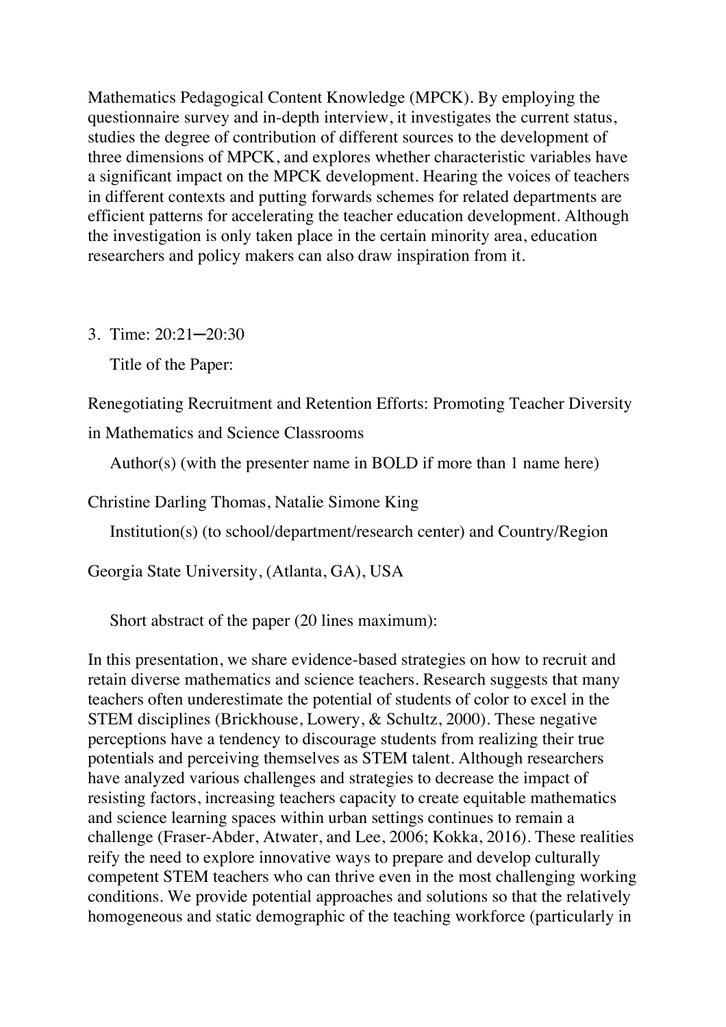Mathematics Pedagogical Content Knowledge (MPCK). By employing the questionnaire survey and in-depth interview, it investigates the current status, studies the degree of contribution of different sources to the development of three dimensions of MPCK, and explores whether characteristic variables have a significant impact on the MPCK development. Hearing the voices of teachers in different contexts and putting forwards schemes for related departments are efficient patterns for accelerating the teacher education development. Although the investigation is only taken place in the certain minority area, education researchers and policy makers can also draw inspiration from it.

3. Time: 20:21─20:30

Title of the Paper:

Renegotiating Recruitment and Retention Efforts: Promoting Teacher Diversity in Mathematics and Science Classrooms

Author(s) (with the presenter name in BOLD if more than 1 name here)

Christine Darling Thomas, Natalie Simone King

Institution(s) (to school/department/research center) and Country/Region

Georgia State University, (Atlanta, GA), USA

Short abstract of the paper (20 lines maximum):

In this presentation, we share evidence-based strategies on how to recruit and retain diverse mathematics and science teachers. Research suggests that many teachers often underestimate the potential of students of color to excel in the STEM disciplines (Brickhouse, Lowery, & Schultz, 2000). These negative perceptions have a tendency to discourage students from realizing their true potentials and perceiving themselves as STEM talent. Although researchers have analyzed various challenges and strategies to decrease the impact of resisting factors, increasing teachers capacity to create equitable mathematics and science learning spaces within urban settings continues to remain a challenge (Fraser-Abder, Atwater, and Lee, 2006; Kokka, 2016). These realities reify the need to explore innovative ways to prepare and develop culturally competent STEM teachers who can thrive even in the most challenging working conditions. We provide potential approaches and solutions so that the relatively homogeneous and static demographic of the teaching workforce (particularly in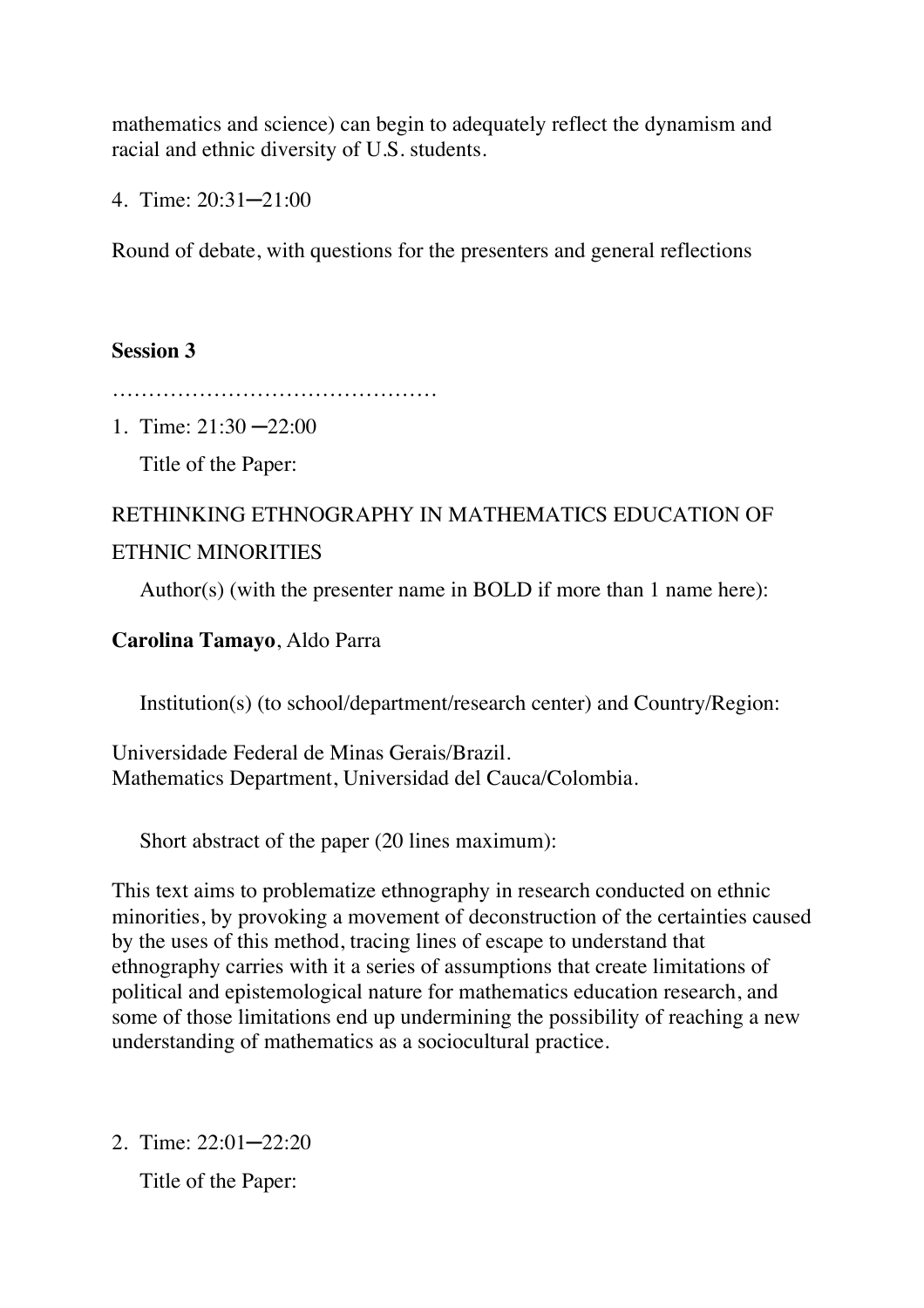mathematics and science) can begin to adequately reflect the dynamism and racial and ethnic diversity of U.S. students.

4. Time: 20:31─21:00

Round of debate, with questions for the presenters and general reflections

**Session 3**

………………………………………

1. Time: 21:30 ─22:00

   Title of the Paper:

RETHINKING ETHNOGRAPHY IN MATHEMATICS EDUCATION OF ETHNIC MINORITIES

   Author(s) (with the presenter name in BOLD if more than 1 name here):

**Carolina Tamayo**, Aldo Parra

   Institution(s) (to school/department/research center) and Country/Region:

Universidade Federal de Minas Gerais/Brazil.
Mathematics Department, Universidad del Cauca/Colombia.

   Short abstract of the paper (20 lines maximum):

This text aims to problematize ethnography in research conducted on ethnic minorities, by provoking a movement of deconstruction of the certainties caused by the uses of this method, tracing lines of escape to understand that ethnography carries with it a series of assumptions that create limitations of political and epistemological nature for mathematics education research, and some of those limitations end up undermining the possibility of reaching a new understanding of mathematics as a sociocultural practice.

2. Time: 22:01─22:20

   Title of the Paper: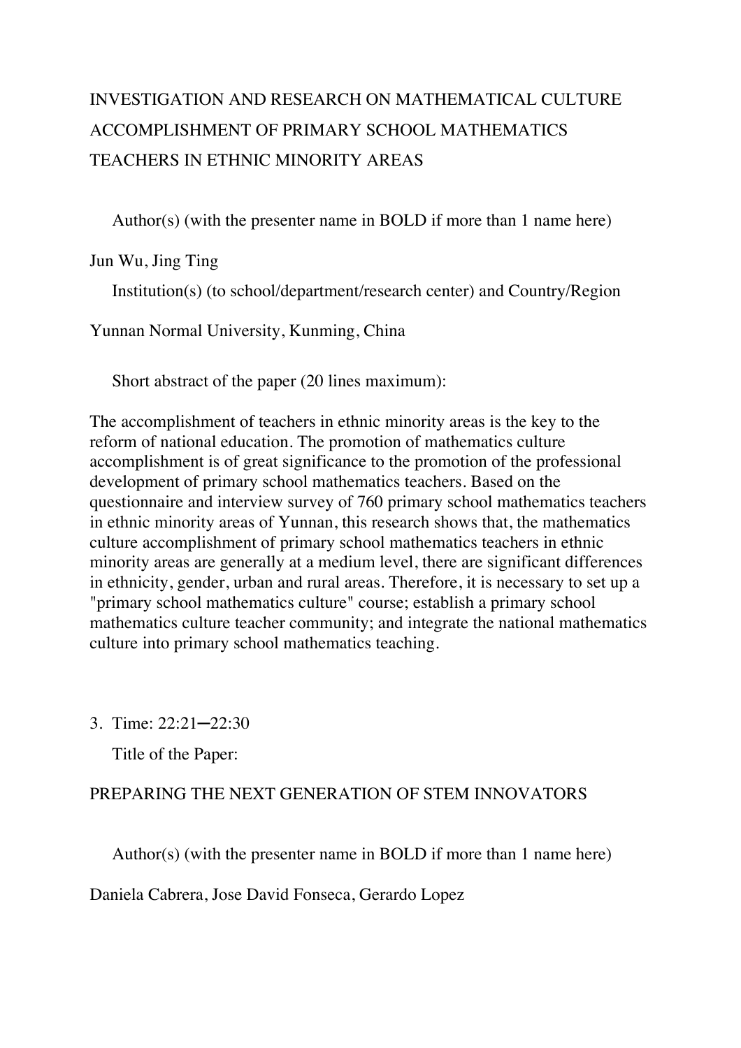INVESTIGATION AND RESEARCH ON MATHEMATICAL CULTURE ACCOMPLISHMENT OF PRIMARY SCHOOL MATHEMATICS TEACHERS IN ETHNIC MINORITY AREAS

Author(s) (with the presenter name in BOLD if more than 1 name here)

Jun Wu, Jing Ting

Institution(s) (to school/department/research center) and Country/Region

Yunnan Normal University, Kunming, China

Short abstract of the paper (20 lines maximum):

The accomplishment of teachers in ethnic minority areas is the key to the reform of national education. The promotion of mathematics culture accomplishment is of great significance to the promotion of the professional development of primary school mathematics teachers. Based on the questionnaire and interview survey of 760 primary school mathematics teachers in ethnic minority areas of Yunnan, this research shows that, the mathematics culture accomplishment of primary school mathematics teachers in ethnic minority areas are generally at a medium level, there are significant differences in ethnicity, gender, urban and rural areas. Therefore, it is necessary to set up a "primary school mathematics culture" course; establish a primary school mathematics culture teacher community; and integrate the national mathematics culture into primary school mathematics teaching.

3. Time: 22:21─22:30

Title of the Paper:

PREPARING THE NEXT GENERATION OF STEM INNOVATORS

Author(s) (with the presenter name in BOLD if more than 1 name here)

Daniela Cabrera, Jose David Fonseca, Gerardo Lopez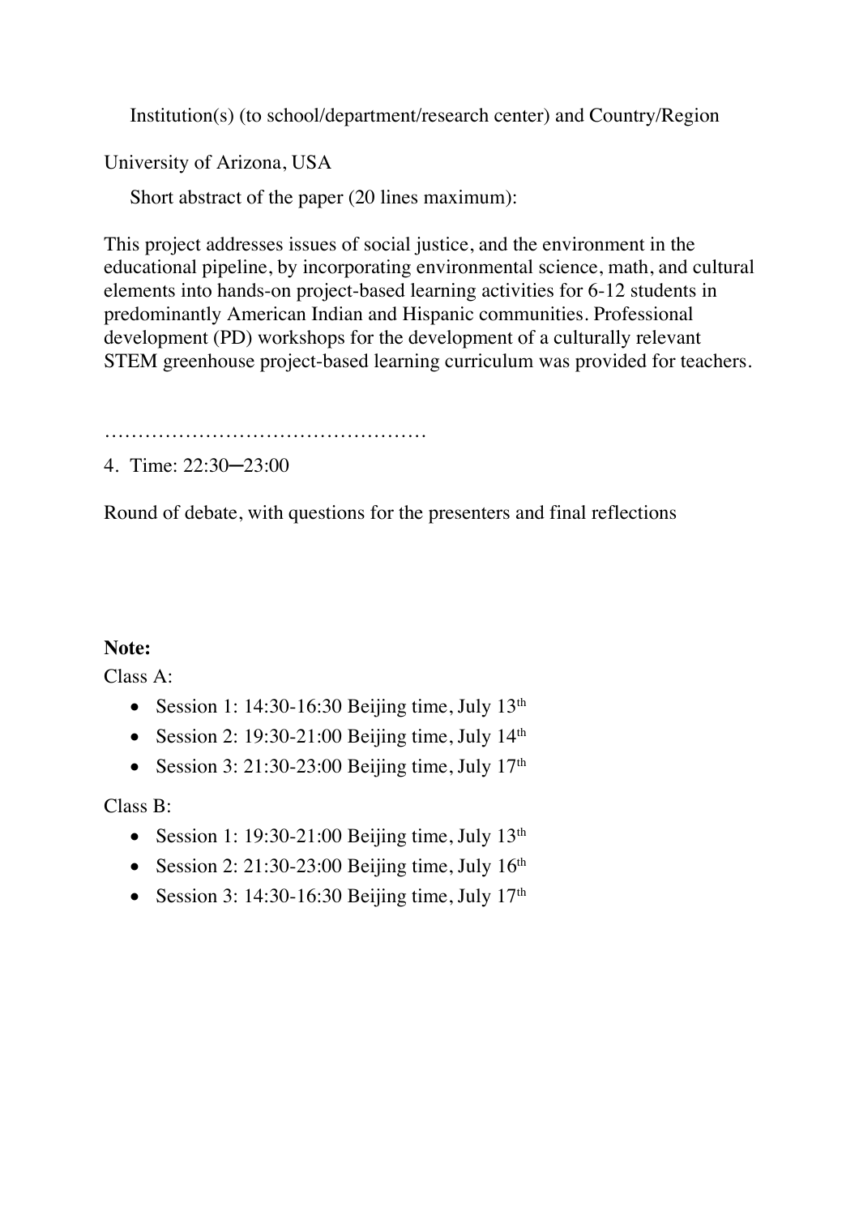Institution(s) (to school/department/research center) and Country/Region

University of Arizona, USA

Short abstract of the paper (20 lines maximum):

This project addresses issues of social justice, and the environment in the educational pipeline, by incorporating environmental science, math, and cultural elements into hands-on project-based learning activities for 6-12 students in predominantly American Indian and Hispanic communities. Professional development (PD) workshops for the development of a culturally relevant STEM greenhouse project-based learning curriculum was provided for teachers.

…………………………………………

4. Time: 22:30─23:00

Round of debate, with questions for the presenters and final reflections

**Note:**

Class A:

- Session 1: 14:30-16:30 Beijing time, July 13th
- Session 2: 19:30-21:00 Beijing time, July 14th
- Session 3: 21:30-23:00 Beijing time, July 17th

Class B:

- Session 1: 19:30-21:00 Beijing time, July 13th
- Session 2: 21:30-23:00 Beijing time, July 16th
- Session 3: 14:30-16:30 Beijing time, July 17th